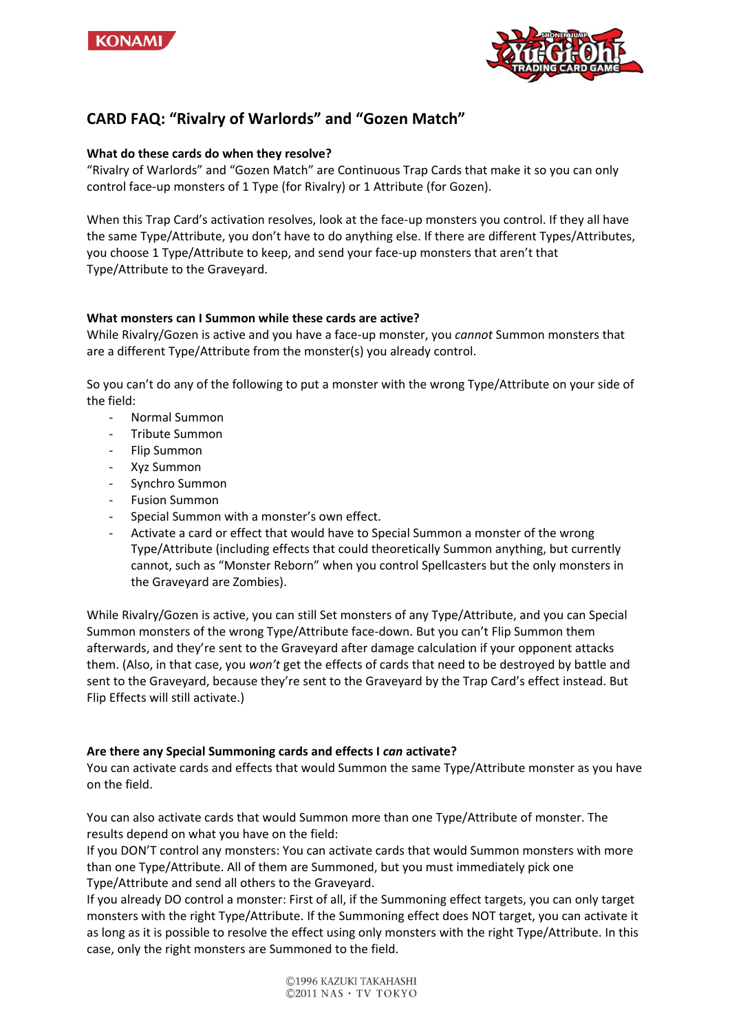# CARD FAQ: "Rivalry of Warlords" and "Gozen Match"

**What do these cards do when they resolve?**

"Rivalry of Warlords" and "Gozen Match" are Continuous Trap Cards that make it so you can only control face-up monsters of 1 Type (for Rivalry) or 1 Attribute (for Gozen).

When this Trap Card's activation resolves, look at the face-up monsters you control. If they all have the same Type/Attribute, you don't have to do anything else. If there are different Types/Attributes, you choose 1 Type/Attribute to keep, and send your face-up monsters that aren't that Type/Attribute to the Graveyard.

**What monsters can I Summon while these cards are active?**

While Rivalry/Gozen is active and you have a face-up monster, you *cannot* Summon monsters that are a different Type/Attribute from the monster(s) you already control.

So you can't do any of the following to put a monster with the wrong Type/Attribute on your side of the field:

- Normal Summon
- Tribute Summon
- Flip Summon
- Xyz Summon
- Synchro Summon
- Fusion Summon
- Special Summon with a monster's own effect.
- Activate a card or effect that would have to Special Summon a monster of the wrong Type/Attribute (including effects that could theoretically Summon anything, but currently cannot, such as "Monster Reborn" when you control Spellcasters but the only monsters in the Graveyard are Zombies).

While Rivalry/Gozen is active, you can still Set monsters of any Type/Attribute, and you can Special Summon monsters of the wrong Type/Attribute face-down. But you can't Flip Summon them afterwards, and they're sent to the Graveyard after damage calculation if your opponent attacks them. (Also, in that case, you *won't* get the effects of cards that need to be destroyed by battle and sent to the Graveyard, because they're sent to the Graveyard by the Trap Card's effect instead. But Flip Effects will still activate.)

**Are there any Special Summoning cards and effects I *can* activate?**

You can activate cards and effects that would Summon the same Type/Attribute monster as you have on the field.

You can also activate cards that would Summon more than one Type/Attribute of monster. The results depend on what you have on the field:

If you DON'T control any monsters: You can activate cards that would Summon monsters with more than one Type/Attribute. All of them are Summoned, but you must immediately pick one Type/Attribute and send all others to the Graveyard.

If you already DO control a monster: First of all, if the Summoning effect targets, you can only target monsters with the right Type/Attribute. If the Summoning effect does NOT target, you can activate it as long as it is possible to resolve the effect using only monsters with the right Type/Attribute. In this case, only the right monsters are Summoned to the field.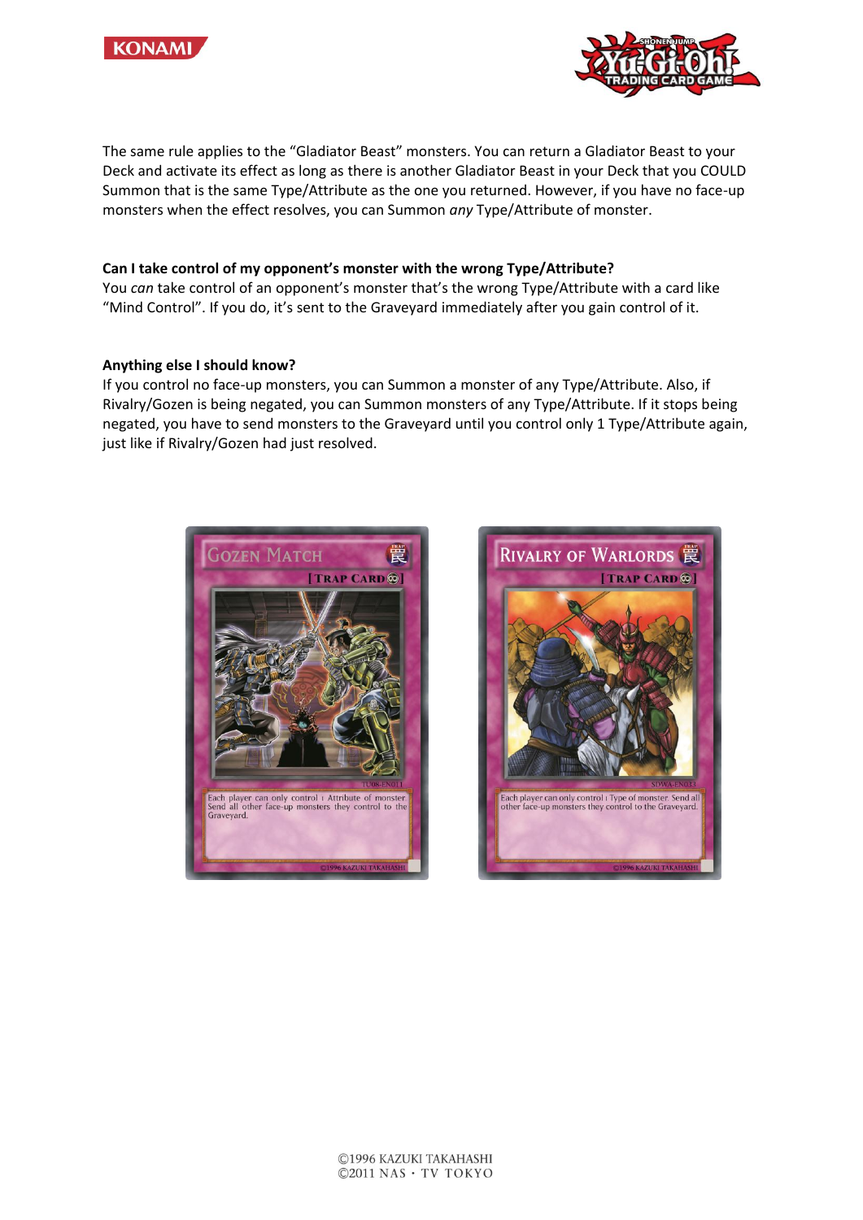The same rule applies to the “Gladiator Beast” monsters. You can return a Gladiator Beast to your Deck and activate its effect as long as there is another Gladiator Beast in your Deck that you COULD Summon that is the same Type/Attribute as the one you returned. However, if you have no face-up monsters when the effect resolves, you can Summon *any* Type/Attribute of monster.

**Can I take control of my opponent’s monster with the wrong Type/Attribute?**

You *can* take control of an opponent’s monster that’s the wrong Type/Attribute with a card like “Mind Control”. If you do, it’s sent to the Graveyard immediately after you gain control of it.

**Anything else I should know?**

If you control no face-up monsters, you can Summon a monster of any Type/Attribute. Also, if Rivalry/Gozen is being negated, you can Summon monsters of any Type/Attribute. If it stops being negated, you have to send monsters to the Graveyard until you control only 1 Type/Attribute again, just like if Rivalry/Gozen had just resolved.

Gozen Match
[TRAP CARD]
TU08-EN011
Each player can only control 1 Attribute of monster. Send all other face-up monsters they control to the Graveyard.
©1996 KAZUKI TAKAHASHI

Rivalry of Warlords
[TRAP CARD]
SDWA-EN033
Each player can only control 1 Type of monster. Send all other face-up monsters they control to the Graveyard.
©1996 KAZUKI TAKAHASHI

©1996 KAZUKI TAKAHASHI
©2011 NAS · TV TOKYO